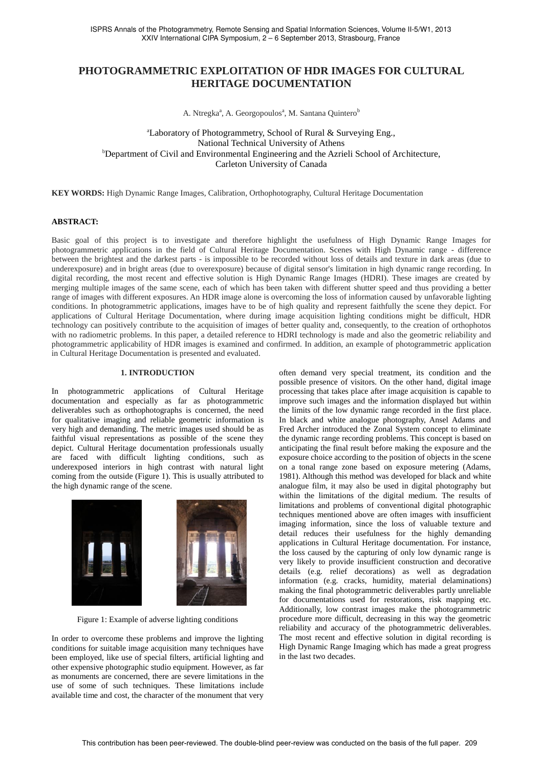# PHOTOGRAMMETRIC EXPLOITATION OF HDR IMAGES FOR CULTURAL HERITAGE DOCUMENTATION

A. Ntregka[a], A. Georgopoulos[a], M. Santana Quintero[b]

[a]Laboratory of Photogrammetry, School of Rural & Surveying Eng., National Technical University of Athens
[b]Department of Civil and Environmental Engineering and the Azrieli School of Architecture, Carleton University of Canada

**KEY WORDS:** High Dynamic Range Images, Calibration, Orthophotography, Cultural Heritage Documentation

**ABSTRACT:**

Basic goal of this project is to investigate and therefore highlight the usefulness of High Dynamic Range Images for photogrammetric applications in the field of Cultural Heritage Documentation. Scenes with High Dynamic range - difference between the brightest and the darkest parts - is impossible to be recorded without loss of details and texture in dark areas (due to underexposure) and in bright areas (due to overexposure) because of digital sensor's limitation in high dynamic range recording. In digital recording, the most recent and effective solution is High Dynamic Range Images (HDRI). These images are created by merging multiple images of the same scene, each of which has been taken with different shutter speed and thus providing a better range of images with different exposures. An HDR image alone is overcoming the loss of information caused by unfavorable lighting conditions. In photogrammetric applications, images have to be of high quality and represent faithfully the scene they depict. For applications of Cultural Heritage Documentation, where during image acquisition lighting conditions might be difficult, HDR technology can positively contribute to the acquisition of images of better quality and, consequently, to the creation of orthophotos with no radiometric problems. In this paper, a detailed reference to HDRI technology is made and also the geometric reliability and photogrammetric applicability of HDR images is examined and confirmed. In addition, an example of photogrammetric application in Cultural Heritage Documentation is presented and evaluated.

## 1. INTRODUCTION

In photogrammetric applications of Cultural Heritage documentation and especially as far as photogrammetric deliverables such as orthophotographs is concerned, the need for qualitative imaging and reliable geometric information is very high and demanding. The metric images used should be as faithful visual representations as possible of the scene they depict. Cultural Heritage documentation professionals usually are faced with difficult lighting conditions, such as underexposed interiors in high contrast with natural light coming from the outside (Figure 1). This is usually attributed to the high dynamic range of the scene.

Figure 1: Example of adverse lighting conditions

In order to overcome these problems and improve the lighting conditions for suitable image acquisition many techniques have been employed, like use of special filters, artificial lighting and other expensive photographic studio equipment. However, as far as monuments are concerned, there are severe limitations in the use of some of such techniques. These limitations include available time and cost, the character of the monument that very often demand very special treatment, its condition and the possible presence of visitors. On the other hand, digital image processing that takes place after image acquisition is capable to improve such images and the information displayed but within the limits of the low dynamic range recorded in the first place. In black and white analogue photography, Ansel Adams and Fred Archer introduced the Zonal System concept to eliminate the dynamic range recording problems. This concept is based on anticipating the final result before making the exposure and the exposure choice according to the position of objects in the scene on a tonal range zone based on exposure metering (Adams, 1981). Although this method was developed for black and white analogue film, it may also be used in digital photography but within the limitations of the digital medium. The results of limitations and problems of conventional digital photographic techniques mentioned above are often images with insufficient imaging information, since the loss of valuable texture and detail reduces their usefulness for the highly demanding applications in Cultural Heritage documentation. For instance, the loss caused by the capturing of only low dynamic range is very likely to provide insufficient construction and decorative details (e.g. relief decorations) as well as degradation information (e.g. cracks, humidity, material delaminations) making the final photogrammetric deliverables partly unreliable for documentations used for restorations, risk mapping etc. Additionally, low contrast images make the photogrammetric procedure more difficult, decreasing in this way the geometric reliability and accuracy of the photogrammetric deliverables. The most recent and effective solution in digital recording is High Dynamic Range Imaging which has made a great progress in the last two decades.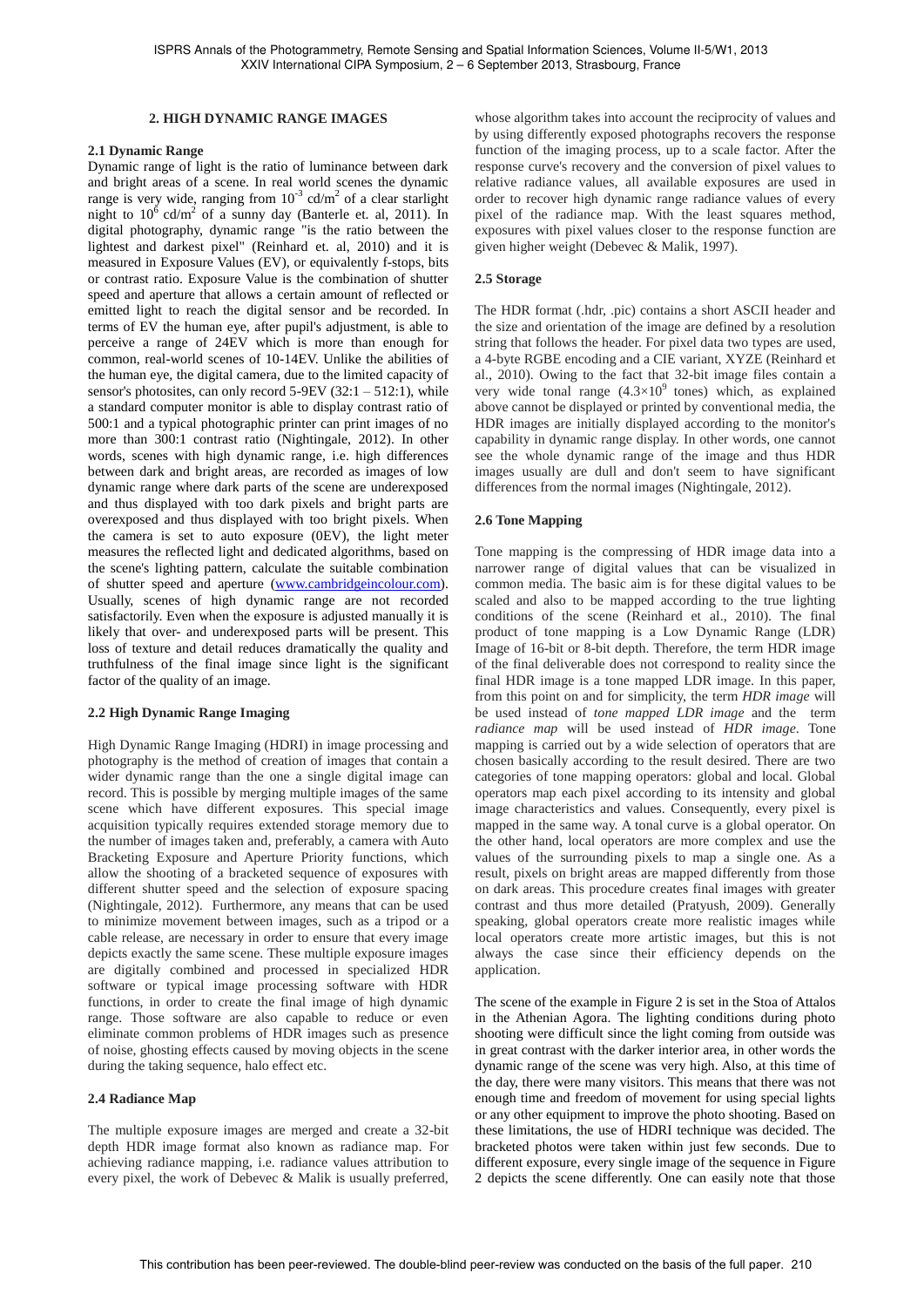## 2. HIGH DYNAMIC RANGE IMAGES

### 2.1 Dynamic Range

Dynamic range of light is the ratio of luminance between dark and bright areas of a scene. In real world scenes the dynamic range is very wide, ranging from $10^{-3}$ cd/m$^2$ of a clear starlight night to $10^6$ cd/m$^2$ of a sunny day (Banterle et. al, 2011). In digital photography, dynamic range "is the ratio between the lightest and darkest pixel" (Reinhard et. al, 2010) and it is measured in Exposure Values (EV), or equivalently f-stops, bits or contrast ratio. Exposure Value is the combination of shutter speed and aperture that allows a certain amount of reflected or emitted light to reach the digital sensor and be recorded. In terms of EV the human eye, after pupil's adjustment, is able to perceive a range of 24EV which is more than enough for common, real-world scenes of 10-14EV. Unlike the abilities of the human eye, the digital camera, due to the limited capacity of sensor's photosites, can only record 5-9EV (32:1 – 512:1), while a standard computer monitor is able to display contrast ratio of 500:1 and a typical photographic printer can print images of no more than 300:1 contrast ratio (Nightingale, 2012). In other words, scenes with high dynamic range, i.e. high differences between dark and bright areas, are recorded as images of low dynamic range where dark parts of the scene are underexposed and thus displayed with too dark pixels and bright parts are overexposed and thus displayed with too bright pixels. When the camera is set to auto exposure (0EV), the light meter measures the reflected light and dedicated algorithms, based on the scene's lighting pattern, calculate the suitable combination of shutter speed and aperture (www.cambridgeincolour.com). Usually, scenes of high dynamic range are not recorded satisfactorily. Even when the exposure is adjusted manually it is likely that over- and underexposed parts will be present. This loss of texture and detail reduces dramatically the quality and truthfulness of the final image since light is the significant factor of the quality of an image.

### 2.2 High Dynamic Range Imaging

High Dynamic Range Imaging (HDRI) in image processing and photography is the method of creation of images that contain a wider dynamic range than the one a single digital image can record. This is possible by merging multiple images of the same scene which have different exposures. This special image acquisition typically requires extended storage memory due to the number of images taken and, preferably, a camera with Auto Bracketing Exposure and Aperture Priority functions, which allow the shooting of a bracketed sequence of exposures with different shutter speed and the selection of exposure spacing (Nightingale, 2012). Furthermore, any means that can be used to minimize movement between images, such as a tripod or a cable release, are necessary in order to ensure that every image depicts exactly the same scene. These multiple exposure images are digitally combined and processed in specialized HDR software or typical image processing software with HDR functions, in order to create the final image of high dynamic range. Those software are also capable to reduce or even eliminate common problems of HDR images such as presence of noise, ghosting effects caused by moving objects in the scene during the taking sequence, halo effect etc.

### 2.4 Radiance Map

The multiple exposure images are merged and create a 32-bit depth HDR image format also known as radiance map. For achieving radiance mapping, i.e. radiance values attribution to every pixel, the work of Debevec & Malik is usually preferred, whose algorithm takes into account the reciprocity of values and by using differently exposed photographs recovers the response function of the imaging process, up to a scale factor. After the response curve's recovery and the conversion of pixel values to relative radiance values, all available exposures are used in order to recover high dynamic range radiance values of every pixel of the radiance map. With the least squares method, exposures with pixel values closer to the response function are given higher weight (Debevec & Malik, 1997).

### 2.5 Storage

The HDR format (.hdr, .pic) contains a short ASCII header and the size and orientation of the image are defined by a resolution string that follows the header. For pixel data two types are used, a 4-byte RGBE encoding and a CIE variant, XYZE (Reinhard et al., 2010). Owing to the fact that 32-bit image files contain a very wide tonal range ($4.3\times10^9$ tones) which, as explained above cannot be displayed or printed by conventional media, the HDR images are initially displayed according to the monitor's capability in dynamic range display. In other words, one cannot see the whole dynamic range of the image and thus HDR images usually are dull and don't seem to have significant differences from the normal images (Nightingale, 2012).

### 2.6 Tone Mapping

Tone mapping is the compressing of HDR image data into a narrower range of digital values that can be visualized in common media. The basic aim is for these digital values to be scaled and also to be mapped according to the true lighting conditions of the scene (Reinhard et al., 2010). The final product of tone mapping is a Low Dynamic Range (LDR) Image of 16-bit or 8-bit depth. Therefore, the term HDR image of the final deliverable does not correspond to reality since the final HDR image is a tone mapped LDR image. In this paper, from this point on and for simplicity, the term *HDR image* will be used instead of *tone mapped LDR image* and the term *radiance map* will be used instead of *HDR image*. Tone mapping is carried out by a wide selection of operators that are chosen basically according to the result desired. There are two categories of tone mapping operators: global and local. Global operators map each pixel according to its intensity and global image characteristics and values. Consequently, every pixel is mapped in the same way. A tonal curve is a global operator. On the other hand, local operators are more complex and use the values of the surrounding pixels to map a single one. As a result, pixels on bright areas are mapped differently from those on dark areas. This procedure creates final images with greater contrast and thus more detailed (Pratyush, 2009). Generally speaking, global operators create more realistic images while local operators create more artistic images, but this is not always the case since their efficiency depends on the application.

The scene of the example in Figure 2 is set in the Stoa of Attalos in the Athenian Agora. The lighting conditions during photo shooting were difficult since the light coming from outside was in great contrast with the darker interior area, in other words the dynamic range of the scene was very high. Also, at this time of the day, there were many visitors. This means that there was not enough time and freedom of movement for using special lights or any other equipment to improve the photo shooting. Based on these limitations, the use of HDRI technique was decided. The bracketed photos were taken within just few seconds. Due to different exposure, every single image of the sequence in Figure 2 depicts the scene differently. One can easily note that those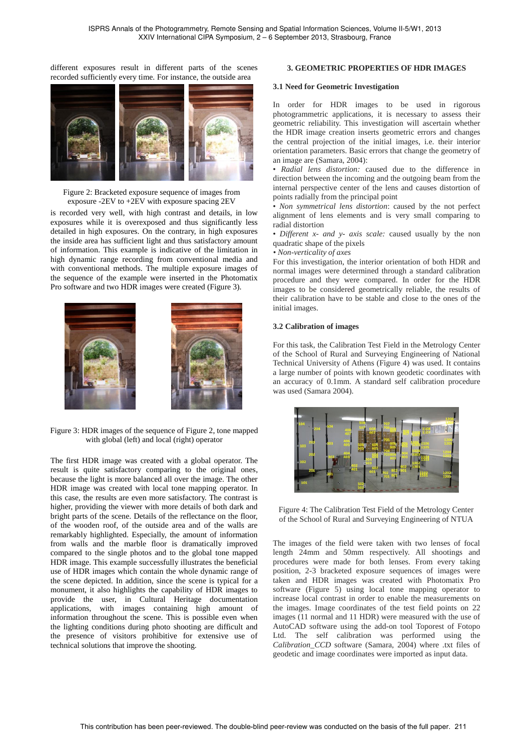different exposures result in different parts of the scenes recorded sufficiently every time. For instance, the outside area

Figure 2: Bracketed exposure sequence of images from exposure -2EV to +2EV with exposure spacing 2EV

is recorded very well, with high contrast and details, in low exposures while it is overexposed and thus significantly less detailed in high exposures. On the contrary, in high exposures the inside area has sufficient light and thus satisfactory amount of information. This example is indicative of the limitation in high dynamic range recording from conventional media and with conventional methods. The multiple exposure images of the sequence of the example were inserted in the Photomatix Pro software and two HDR images were created (Figure 3).

Figure 3: HDR images of the sequence of Figure 2, tone mapped with global (left) and local (right) operator

The first HDR image was created with a global operator. The result is quite satisfactory comparing to the original ones, because the light is more balanced all over the image. The other HDR image was created with local tone mapping operator. In this case, the results are even more satisfactory. The contrast is higher, providing the viewer with more details of both dark and bright parts of the scene. Details of the reflectance on the floor, of the wooden roof, of the outside area and of the walls are remarkably highlighted. Especially, the amount of information from walls and the marble floor is dramatically improved compared to the single photos and to the global tone mapped HDR image. This example successfully illustrates the beneficial use of HDR images which contain the whole dynamic range of the scene depicted. In addition, since the scene is typical for a monument, it also highlights the capability of HDR images to provide the user, in Cultural Heritage documentation applications, with images containing high amount of information throughout the scene. This is possible even when the lighting conditions during photo shooting are difficult and the presence of visitors prohibitive for extensive use of technical solutions that improve the shooting.

## 3. GEOMETRIC PROPERTIES OF HDR IMAGES

### 3.1 Need for Geometric Investigation

In order for HDR images to be used in rigorous photogrammetric applications, it is necessary to assess their geometric reliability. This investigation will ascertain whether the HDR image creation inserts geometric errors and changes the central projection of the initial images, i.e. their interior orientation parameters. Basic errors that change the geometry of an image are (Samara, 2004):

- *Radial lens distortion:* caused due to the difference in direction between the incoming and the outgoing beam from the internal perspective center of the lens and causes distortion of points radially from the principal point
- *Non symmetrical lens distortion*: caused by the not perfect alignment of lens elements and is very small comparing to radial distortion
- *Different x- and y- axis scale:* caused usually by the non quadratic shape of the pixels
- *Non-verticality of axes*

For this investigation, the interior orientation of both HDR and normal images were determined through a standard calibration procedure and they were compared. In order for the HDR images to be considered geometrically reliable, the results of their calibration have to be stable and close to the ones of the initial images.

### 3.2 Calibration of images

For this task, the Calibration Test Field in the Metrology Center of the School of Rural and Surveying Engineering of National Technical University of Athens (Figure 4) was used. It contains a large number of points with known geodetic coordinates with an accuracy of 0.1mm. A standard self calibration procedure was used (Samara 2004).

Figure 4: The Calibration Test Field of the Metrology Center of the School of Rural and Surveying Engineering of NTUA

The images of the field were taken with two lenses of focal length 24mm and 50mm respectively. All shootings and procedures were made for both lenses. From every taking position, 2-3 bracketed exposure sequences of images were taken and HDR images was created with Photomatix Pro software (Figure 5) using local tone mapping operator to increase local contrast in order to enable the measurements on the images. Image coordinates of the test field points on 22 images (11 normal and 11 HDR) were measured with the use of AutoCAD software using the add-on tool Toporest of Fotopo Ltd. The self calibration was performed using the *Calibration_CCD* software (Samara, 2004) where .txt files of geodetic and image coordinates were imported as input data.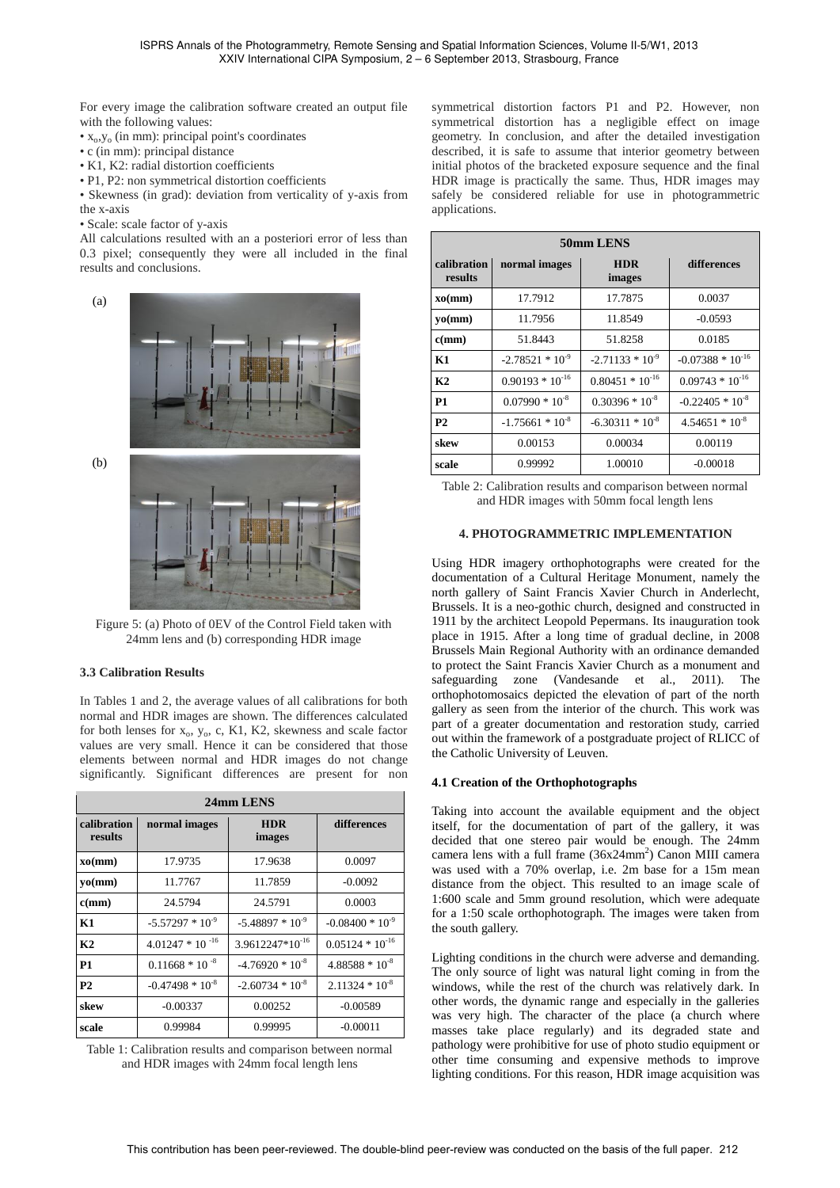For every image the calibration software created an output file with the following values:

- $x_o$,$y_o$ (in mm): principal point's coordinates
- c (in mm): principal distance
- K1, K2: radial distortion coefficients
- P1, P2: non symmetrical distortion coefficients
- Skewness (in grad): deviation from verticality of y-axis from the x-axis
- Scale: scale factor of y-axis

All calculations resulted with an a posteriori error of less than 0.3 pixel; consequently they were all included in the final results and conclusions.

(a)

(b)

Figure 5: (a) Photo of 0EV of the Control Field taken with 24mm lens and (b) corresponding HDR image

### 3.3 Calibration Results

In Tables 1 and 2, the average values of all calibrations for both normal and HDR images are shown. The differences calculated for both lenses for $x_o$, $y_o$, c, K1, K2, skewness and scale factor values are very small. Hence it can be considered that those elements between normal and HDR images do not change significantly. Significant differences are present for non symmetrical distortion factors P1 and P2. However, non symmetrical distortion has a negligible effect on image geometry. In conclusion, and after the detailed investigation described, it is safe to assume that interior geometry between initial photos of the bracketed exposure sequence and the final HDR image is practically the same. Thus, HDR images may safely be considered reliable for use in photogrammetric applications.

| 24mm LENS | | | |
|---|---|---|---|
| **calibration results** | **normal images** | **HDR images** | **differences** |
| **xo(mm)** | 17.9735 | 17.9638 | 0.0097 |
| **yo(mm)** | 11.7767 | 11.7859 | -0.0092 |
| **c(mm)** | 24.5794 | 24.5791 | 0.0003 |
| **K1** | $-5.57297 * 10^{-9}$ | $-5.48897 * 10^{-9}$ | $-0.08400 * 10^{-9}$ |
| **K2** | $4.01247 * 10^{-16}$ | $3.9612247*10^{-16}$ | $0.05124 * 10^{-16}$ |
| **P1** | $0.11668 * 10^{-8}$ | $-4.76920 * 10^{-8}$ | $4.88588 * 10^{-8}$ |
| **P2** | $-0.47498 * 10^{-8}$ | $-2.60734 * 10^{-8}$ | $2.11324 * 10^{-8}$ |
| **skew** | -0.00337 | 0.00252 | -0.00589 |
| **scale** | 0.99984 | 0.99995 | -0.00011 |

Table 1: Calibration results and comparison between normal and HDR images with 24mm focal length lens

| 50mm LENS | | | |
|---|---|---|---|
| **calibration results** | **normal images** | **HDR images** | **differences** |
| **xo(mm)** | 17.7912 | 17.7875 | 0.0037 |
| **yo(mm)** | 11.7956 | 11.8549 | -0.0593 |
| **c(mm)** | 51.8443 | 51.8258 | 0.0185 |
| **K1** | $-2.78521 * 10^{-9}$ | $-2.71133 * 10^{-9}$ | $-0.07388 * 10^{-16}$ |
| **K2** | $0.90193 * 10^{-16}$ | $0.80451 * 10^{-16}$ | $0.09743 * 10^{-16}$ |
| **P1** | $0.07990 * 10^{-8}$ | $0.30396 * 10^{-8}$ | $-0.22405 * 10^{-8}$ |
| **P2** | $-1.75661 * 10^{-8}$ | $-6.30311 * 10^{-8}$ | $4.54651 * 10^{-8}$ |
| **skew** | 0.00153 | 0.00034 | 0.00119 |
| **scale** | 0.99992 | 1.00010 | -0.00018 |

Table 2: Calibration results and comparison between normal and HDR images with 50mm focal length lens

## 4. PHOTOGRAMMETRIC IMPLEMENTATION

Using HDR imagery orthophotographs were created for the documentation of a Cultural Heritage Monument, namely the north gallery of Saint Francis Xavier Church in Anderlecht, Brussels. It is a neo-gothic church, designed and constructed in 1911 by the architect Leopold Pepermans. Its inauguration took place in 1915. After a long time of gradual decline, in 2008 Brussels Main Regional Authority with an ordinance demanded to protect the Saint Francis Xavier Church as a monument and safeguarding zone (Vandesande et al., 2011). The orthophotomosaics depicted the elevation of part of the north gallery as seen from the interior of the church. This work was part of a greater documentation and restoration study, carried out within the framework of a postgraduate project of RLICC of the Catholic University of Leuven.

### 4.1 Creation of the Orthophotographs

Taking into account the available equipment and the object itself, for the documentation of part of the gallery, it was decided that one stereo pair would be enough. The 24mm camera lens with a full frame ($36x24mm^2$) Canon MIII camera was used with a 70% overlap, i.e. 2m base for a 15m mean distance from the object. This resulted to an image scale of 1:600 scale and 5mm ground resolution, which were adequate for a 1:50 scale orthophotograph. The images were taken from the south gallery.

Lighting conditions in the church were adverse and demanding. The only source of light was natural light coming in from the windows, while the rest of the church was relatively dark. In other words, the dynamic range and especially in the galleries was very high. The character of the place (a church where masses take place regularly) and its degraded state and pathology were prohibitive for use of photo studio equipment or other time consuming and expensive methods to improve lighting conditions. For this reason, HDR image acquisition was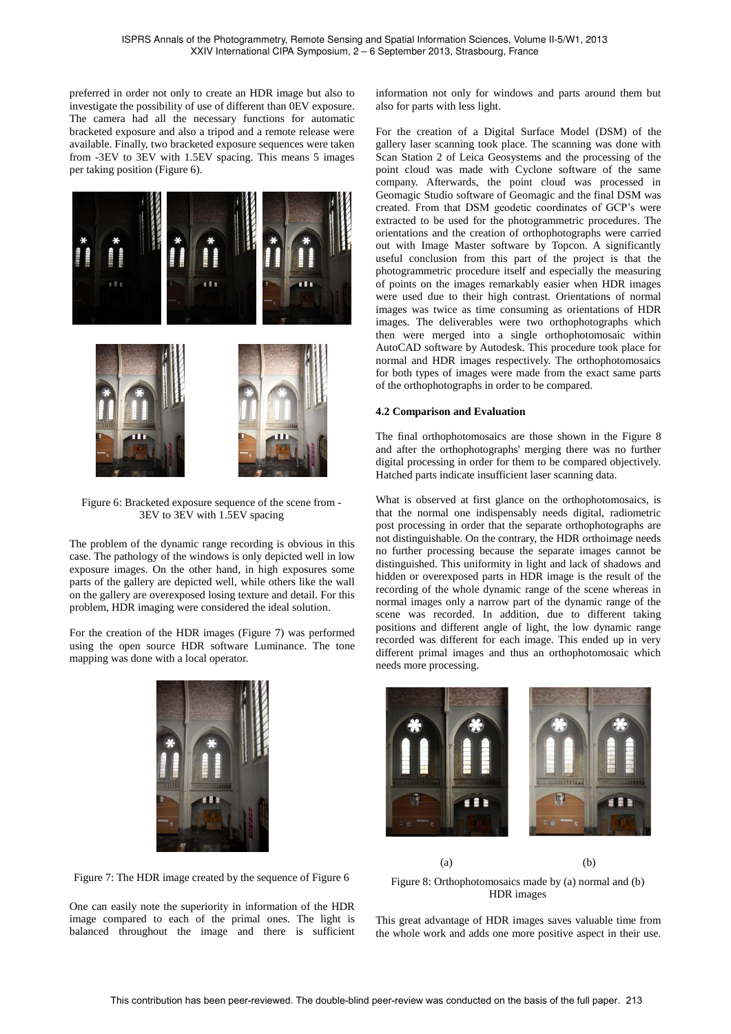preferred in order not only to create an HDR image but also to investigate the possibility of use of different than 0EV exposure. The camera had all the necessary functions for automatic bracketed exposure and also a tripod and a remote release were available. Finally, two bracketed exposure sequences were taken from -3EV to 3EV with 1.5EV spacing. This means 5 images per taking position (Figure 6).

Figure 6: Bracketed exposure sequence of the scene from -3EV to 3EV with 1.5EV spacing

The problem of the dynamic range recording is obvious in this case. The pathology of the windows is only depicted well in low exposure images. On the other hand, in high exposures some parts of the gallery are depicted well, while others like the wall on the gallery are overexposed losing texture and detail. For this problem, HDR imaging were considered the ideal solution.

For the creation of the HDR images (Figure 7) was performed using the open source HDR software Luminance. The tone mapping was done with a local operator.

Figure 7: The HDR image created by the sequence of Figure 6

One can easily note the superiority in information of the HDR image compared to each of the primal ones. The light is balanced throughout the image and there is sufficient information not only for windows and parts around them but also for parts with less light.

For the creation of a Digital Surface Model (DSM) of the gallery laser scanning took place. The scanning was done with Scan Station 2 of Leica Geosystems and the processing of the point cloud was made with Cyclone software of the same company. Afterwards, the point cloud was processed in Geomagic Studio software of Geomagic and the final DSM was created. From that DSM geodetic coordinates of GCP's were extracted to be used for the photogrammetric procedures. The orientations and the creation of orthophotographs were carried out with Image Master software by Topcon. A significantly useful conclusion from this part of the project is that the photogrammetric procedure itself and especially the measuring of points on the images remarkably easier when HDR images were used due to their high contrast. Orientations of normal images was twice as time consuming as orientations of HDR images. The deliverables were two orthophotographs which then were merged into a single orthophotomosaic within AutoCAD software by Autodesk. This procedure took place for normal and HDR images respectively. The orthophotomosaics for both types of images were made from the exact same parts of the orthophotographs in order to be compared.

### 4.2 Comparison and Evaluation

The final orthophotomosaics are those shown in the Figure 8 and after the orthophotographs' merging there was no further digital processing in order for them to be compared objectively. Hatched parts indicate insufficient laser scanning data.

What is observed at first glance on the orthophotomosaics, is that the normal one indispensably needs digital, radiometric post processing in order that the separate orthophotographs are not distinguishable. On the contrary, the HDR orthoimage needs no further processing because the separate images cannot be distinguished. This uniformity in light and lack of shadows and hidden or overexposed parts in HDR image is the result of the recording of the whole dynamic range of the scene whereas in normal images only a narrow part of the dynamic range of the scene was recorded. In addition, due to different taking positions and different angle of light, the low dynamic range recorded was different for each image. This ended up in very different primal images and thus an orthophotomosaic which needs more processing.

(a) (b)

Figure 8: Orthophotomosaics made by (a) normal and (b) HDR images

This great advantage of HDR images saves valuable time from the whole work and adds one more positive aspect in their use.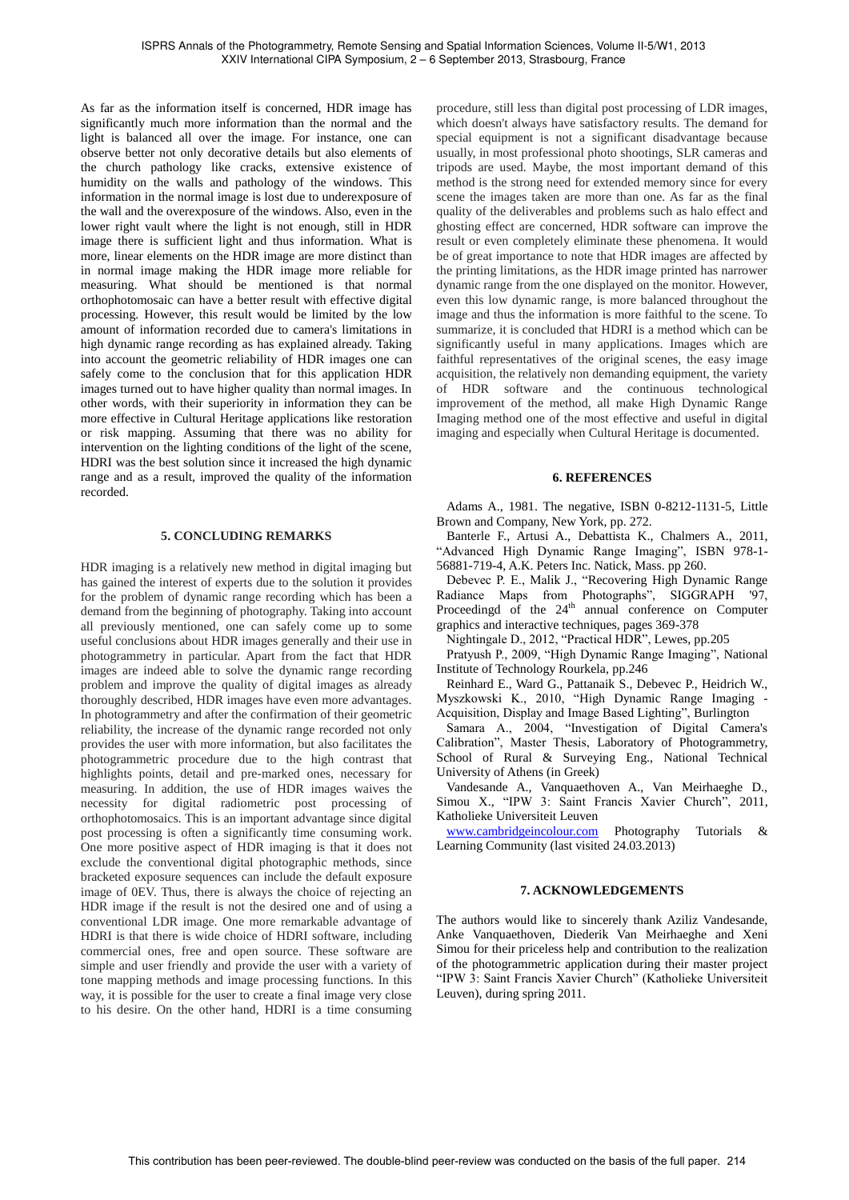As far as the information itself is concerned, HDR image has significantly much more information than the normal and the light is balanced all over the image. For instance, one can observe better not only decorative details but also elements of the church pathology like cracks, extensive existence of humidity on the walls and pathology of the windows. This information in the normal image is lost due to underexposure of the wall and the overexposure of the windows. Also, even in the lower right vault where the light is not enough, still in HDR image there is sufficient light and thus information. What is more, linear elements on the HDR image are more distinct than in normal image making the HDR image more reliable for measuring. What should be mentioned is that normal orthophotomosaic can have a better result with effective digital processing. However, this result would be limited by the low amount of information recorded due to camera's limitations in high dynamic range recording as has explained already. Taking into account the geometric reliability of HDR images one can safely come to the conclusion that for this application HDR images turned out to have higher quality than normal images. In other words, with their superiority in information they can be more effective in Cultural Heritage applications like restoration or risk mapping. Assuming that there was no ability for intervention on the lighting conditions of the light of the scene, HDRI was the best solution since it increased the high dynamic range and as a result, improved the quality of the information recorded.

## 5. CONCLUDING REMARKS

HDR imaging is a relatively new method in digital imaging but has gained the interest of experts due to the solution it provides for the problem of dynamic range recording which has been a demand from the beginning of photography. Taking into account all previously mentioned, one can safely come up to some useful conclusions about HDR images generally and their use in photogrammetry in particular. Apart from the fact that HDR images are indeed able to solve the dynamic range recording problem and improve the quality of digital images as already thoroughly described, HDR images have even more advantages. In photogrammetry and after the confirmation of their geometric reliability, the increase of the dynamic range recorded not only provides the user with more information, but also facilitates the photogrammetric procedure due to the high contrast that highlights points, detail and pre-marked ones, necessary for measuring. In addition, the use of HDR images waives the necessity for digital radiometric post processing of orthophotomosaics. This is an important advantage since digital post processing is often a significantly time consuming work. One more positive aspect of HDR imaging is that it does not exclude the conventional digital photographic methods, since bracketed exposure sequences can include the default exposure image of 0EV. Thus, there is always the choice of rejecting an HDR image if the result is not the desired one and of using a conventional LDR image. One more remarkable advantage of HDRI is that there is wide choice of HDRI software, including commercial ones, free and open source. These software are simple and user friendly and provide the user with a variety of tone mapping methods and image processing functions. In this way, it is possible for the user to create a final image very close to his desire. On the other hand, HDRI is a time consuming procedure, still less than digital post processing of LDR images, which doesn't always have satisfactory results. The demand for special equipment is not a significant disadvantage because usually, in most professional photo shootings, SLR cameras and tripods are used. Maybe, the most important demand of this method is the strong need for extended memory since for every scene the images taken are more than one. As far as the final quality of the deliverables and problems such as halo effect and ghosting effect are concerned, HDR software can improve the result or even completely eliminate these phenomena. It would be of great importance to note that HDR images are affected by the printing limitations, as the HDR image printed has narrower dynamic range from the one displayed on the monitor. However, even this low dynamic range, is more balanced throughout the image and thus the information is more faithful to the scene. To summarize, it is concluded that HDRI is a method which can be significantly useful in many applications. Images which are faithful representatives of the original scenes, the easy image acquisition, the relatively non demanding equipment, the variety of HDR software and the continuous technological improvement of the method, all make High Dynamic Range Imaging method one of the most effective and useful in digital imaging and especially when Cultural Heritage is documented.

## 6. REFERENCES

Adams A., 1981. The negative, ISBN 0-8212-1131-5, Little Brown and Company, New York, pp. 272.

Banterle F., Artusi A., Debattista K., Chalmers A., 2011, "Advanced High Dynamic Range Imaging", ISBN 978-1-56881-719-4, A.K. Peters Inc. Natick, Mass. pp 260.

Debevec P. E., Malik J., "Recovering High Dynamic Range Radiance Maps from Photographs", SIGGRAPH '97, Proceedingd of the 24th annual conference on Computer graphics and interactive techniques, pages 369-378

Nightingale D., 2012, "Practical HDR", Lewes, pp.205

Pratyush P., 2009, "High Dynamic Range Imaging", National Institute of Technology Rourkela, pp.246

Reinhard E., Ward G., Pattanaik S., Debevec P., Heidrich W., Myszkowski K., 2010, "High Dynamic Range Imaging - Acquisition, Display and Image Based Lighting", Burlington

Samara A., 2004, "Investigation of Digital Camera's Calibration", Master Thesis, Laboratory of Photogrammetry, School of Rural & Surveying Eng., National Technical University of Athens (in Greek)

Vandesande A., Vanquaethoven A., Van Meirhaeghe D., Simou X., "IPW 3: Saint Francis Xavier Church", 2011, Katholieke Universiteit Leuven

www.cambridgeincolour.com Photography Tutorials & Learning Community (last visited 24.03.2013)

## 7. ACKNOWLEDGEMENTS

The authors would like to sincerely thank Aziliz Vandesande, Anke Vanquaethoven, Diederik Van Meirhaeghe and Xeni Simou for their priceless help and contribution to the realization of the photogrammetric application during their master project "IPW 3: Saint Francis Xavier Church" (Katholieke Universiteit Leuven), during spring 2011.